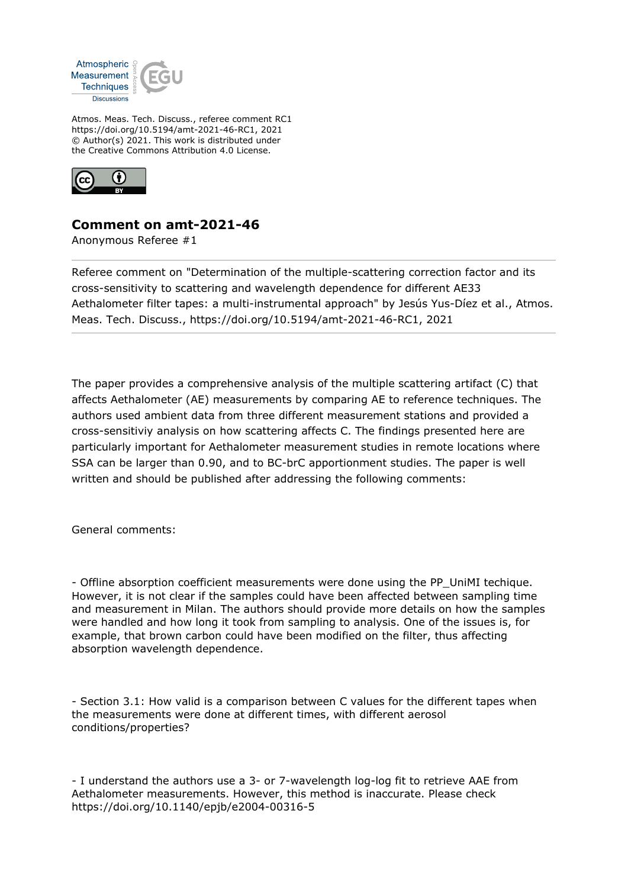Atmos. Meas. Tech. Discuss., referee comment RC1
https://doi.org/10.5194/amt-2021-46-RC1, 2021
© Author(s) 2021. This work is distributed under
the Creative Commons Attribution 4.0 License.

## Comment on amt-2021-46

Anonymous Referee #1

Referee comment on "Determination of the multiple-scattering correction factor and its cross-sensitivity to scattering and wavelength dependence for different AE33 Aethalometer filter tapes: a multi-instrumental approach" by Jesús Yus-Díez et al., Atmos. Meas. Tech. Discuss., https://doi.org/10.5194/amt-2021-46-RC1, 2021

---

The paper provides a comprehensive analysis of the multiple scattering artifact (C) that affects Aethalometer (AE) measurements by comparing AE to reference techniques. The authors used ambient data from three different measurement stations and provided a cross-sensitiviy analysis on how scattering affects C. The findings presented here are particularly important for Aethalometer measurement studies in remote locations where SSA can be larger than 0.90, and to BC-brC apportionment studies. The paper is well written and should be published after addressing the following comments:

General comments:

- Offline absorption coefficient measurements were done using the PP_UniMI techique. However, it is not clear if the samples could have been affected between sampling time and measurement in Milan. The authors should provide more details on how the samples were handled and how long it took from sampling to analysis. One of the issues is, for example, that brown carbon could have been modified on the filter, thus affecting absorption wavelength dependence.

- Section 3.1: How valid is a comparison between C values for the different tapes when the measurements were done at different times, with different aerosol conditions/properties?

- I understand the authors use a 3- or 7-wavelength log-log fit to retrieve AAE from Aethalometer measurements. However, this method is inaccurate. Please check https://doi.org/10.1140/epjb/e2004-00316-5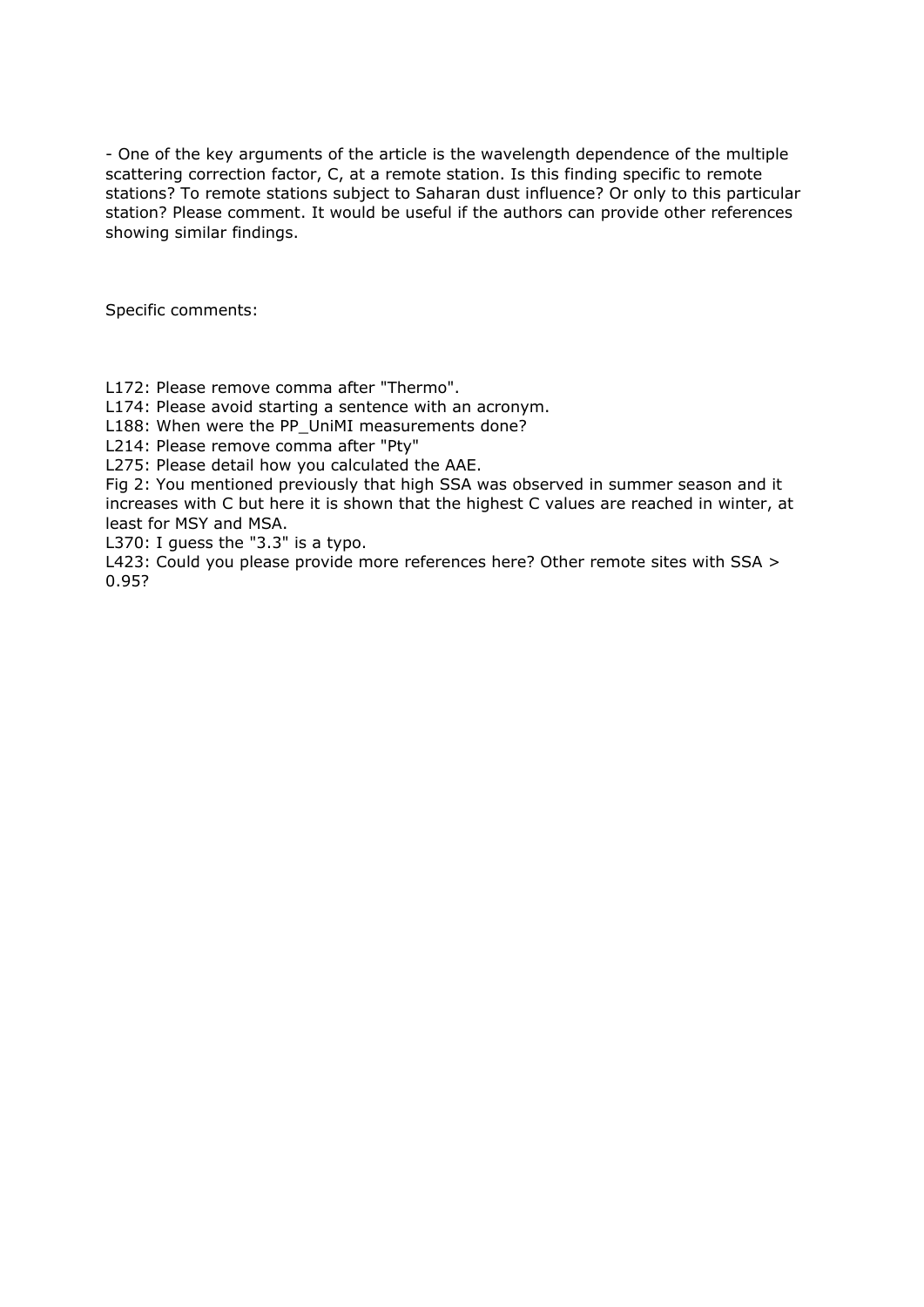- One of the key arguments of the article is the wavelength dependence of the multiple scattering correction factor, C, at a remote station. Is this finding specific to remote stations? To remote stations subject to Saharan dust influence? Or only to this particular station? Please comment. It would be useful if the authors can provide other references showing similar findings.

Specific comments:

L172: Please remove comma after "Thermo".
L174: Please avoid starting a sentence with an acronym.
L188: When were the PP_UniMI measurements done?
L214: Please remove comma after "Pty"
L275: Please detail how you calculated the AAE.
Fig 2: You mentioned previously that high SSA was observed in summer season and it increases with C but here it is shown that the highest C values are reached in winter, at least for MSY and MSA.
L370: I guess the "3.3" is a typo.
L423: Could you please provide more references here? Other remote sites with SSA > 0.95?